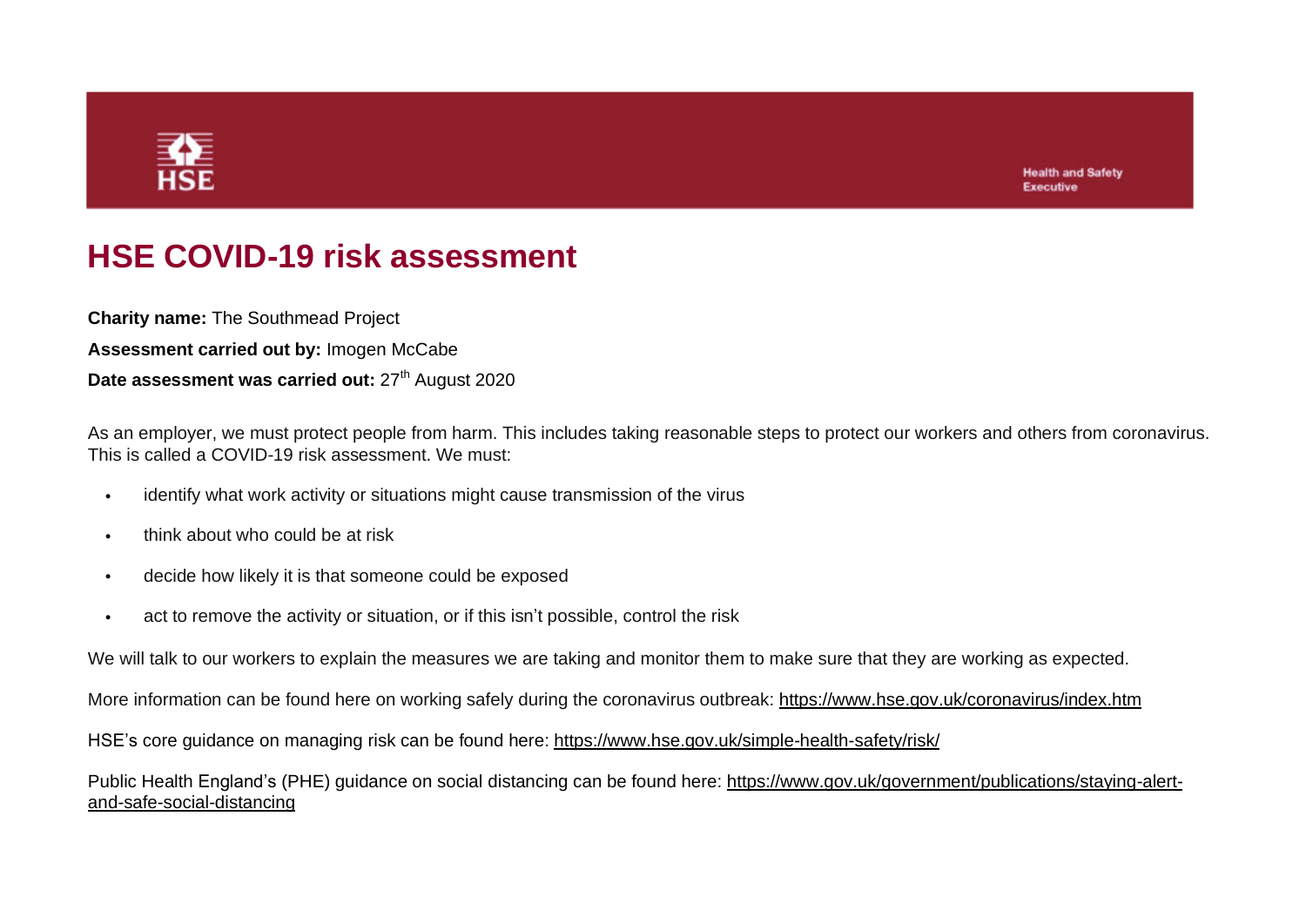# HSE COVID-19 risk assessment

**Charity name:** The Southmead Project

**Assessment carried out by:** Imogen McCabe

**Date assessment was carried out:** 27th August 2020

As an employer, we must protect people from harm. This includes taking reasonable steps to protect our workers and others from coronavirus. This is called a COVID-19 risk assessment. We must:

- identify what work activity or situations might cause transmission of the virus
- think about who could be at risk
- decide how likely it is that someone could be exposed
- act to remove the activity or situation, or if this isn't possible, control the risk

We will talk to our workers to explain the measures we are taking and monitor them to make sure that they are working as expected.

More information can be found here on working safely during the coronavirus outbreak: https://www.hse.gov.uk/coronavirus/index.htm

HSE's core guidance on managing risk can be found here: https://www.hse.gov.uk/simple-health-safety/risk/

Public Health England's (PHE) guidance on social distancing can be found here: https://www.gov.uk/government/publications/staying-alert-and-safe-social-distancing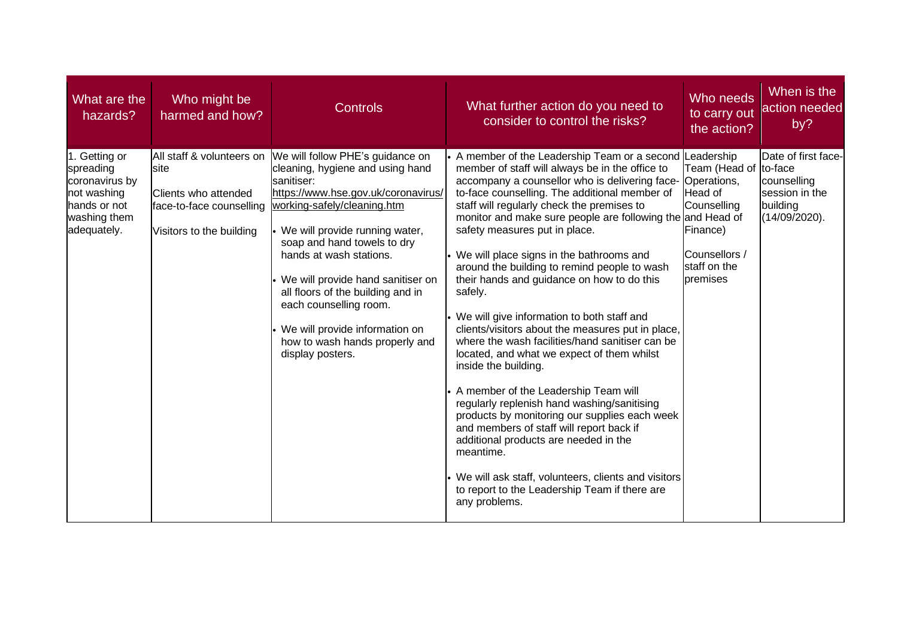| What are the hazards? | Who might be harmed and how? | Controls | What further action do you need to consider to control the risks? | Who needs to carry out the action? | When is the action needed by? |
|---|---|---|---|---|---|
| 1. Getting or spreading coronavirus by not washing hands or not washing them adequately. | All staff & volunteers on site<br><br>Clients who attended face-to-face counselling<br><br>Visitors to the building | We will follow PHE's guidance on cleaning, hygiene and using hand sanitiser: https://www.hse.gov.uk/coronavirus/working-safely/cleaning.htm<br><br>• We will provide running water, soap and hand towels to dry hands at wash stations.<br><br>• We will provide hand sanitiser on all floors of the building and in each counselling room.<br><br>• We will provide information on how to wash hands properly and display posters. | • A member of the Leadership Team or a second member of staff will always be in the office to accompany a counsellor who is delivering face-to-face counselling. The additional member of staff will regularly check the premises to monitor and make sure people are following the safety measures put in place.<br><br>• We will place signs in the bathrooms and around the building to remind people to wash their hands and guidance on how to do this safely.<br><br>• We will give information to both staff and clients/visitors about the measures put in place, where the wash facilities/hand sanitiser can be located, and what we expect of them whilst inside the building.<br><br>• A member of the Leadership Team will regularly replenish hand washing/sanitising products by monitoring our supplies each week and members of staff will report back if additional products are needed in the meantime.<br><br>• We will ask staff, volunteers, clients and visitors to report to the Leadership Team if there are any problems. | Leadership Team (Head of Operations, Head of Counselling and Head of Finance)<br><br>Counsellors / staff on the premises | Date of first face-to-face counselling session in the building (14/09/2020). |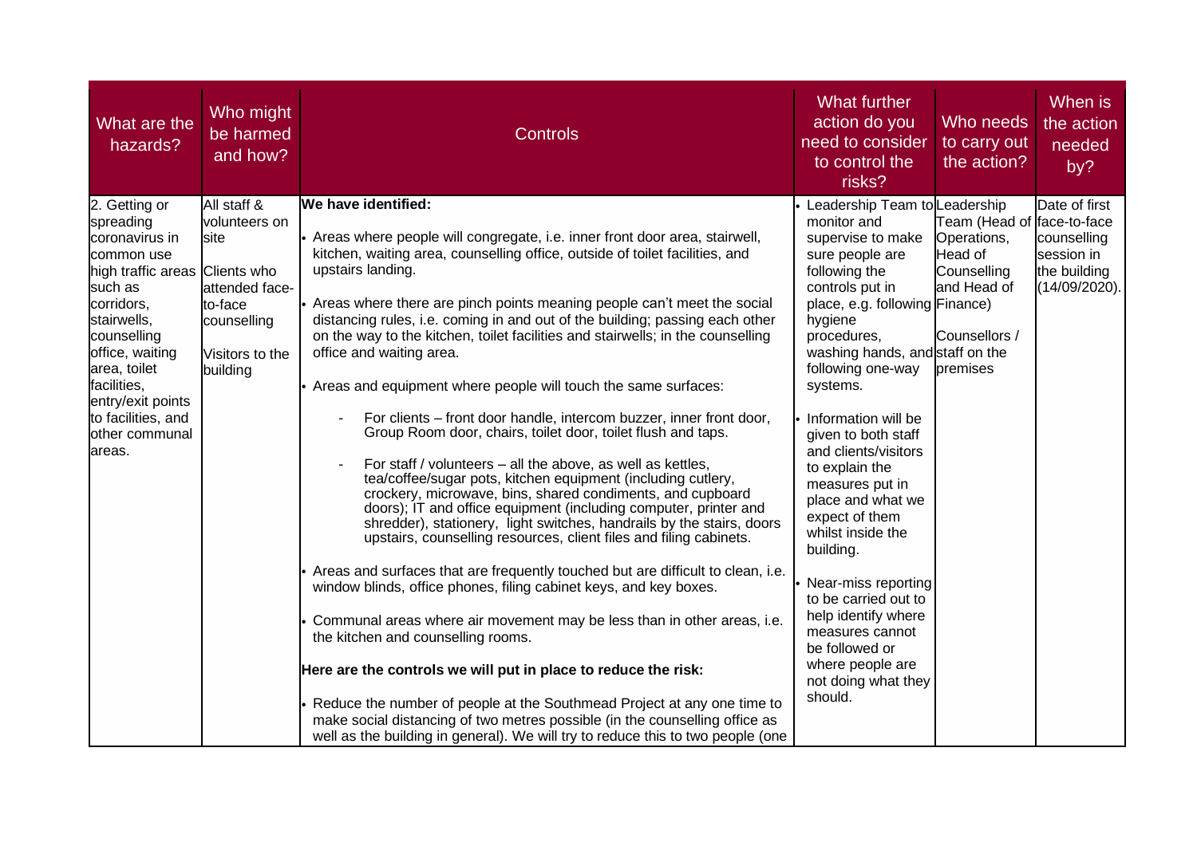| What are the hazards? | Who might be harmed and how? | Controls | What further action do you need to consider to control the risks? | Who needs to carry out the action? | When is the action needed by? |
|---|---|---|---|---|---|
| 2. Getting or spreading coronavirus in common use high traffic areas such as corridors, stairwells, counselling office, waiting area, toilet facilities, entry/exit points to facilities, and other communal areas. | All staff & volunteers on site<br><br>Clients who attended face-to-face counselling<br><br>Visitors to the building | **We have identified:**<br><br>• Areas where people will congregate, i.e. inner front door area, stairwell, kitchen, waiting area, counselling office, outside of toilet facilities, and upstairs landing.<br><br>• Areas where there are pinch points meaning people can't meet the social distancing rules, i.e. coming in and out of the building; passing each other on the way to the kitchen, toilet facilities and stairwells; in the counselling office and waiting area.<br><br>• Areas and equipment where people will touch the same surfaces:<br><br>- For clients – front door handle, intercom buzzer, inner front door, Group Room door, chairs, toilet door, toilet flush and taps.<br><br>- For staff / volunteers – all the above, as well as kettles, tea/coffee/sugar pots, kitchen equipment (including cutlery, crockery, microwave, bins, shared condiments, and cupboard doors); IT and office equipment (including computer, printer and shredder), stationery, light switches, handrails by the stairs, doors upstairs, counselling resources, client files and filing cabinets.<br><br>• Areas and surfaces that are frequently touched but are difficult to clean, i.e. window blinds, office phones, filing cabinet keys, and key boxes.<br><br>• Communal areas where air movement may be less than in other areas, i.e. the kitchen and counselling rooms.<br><br>**Here are the controls we will put in place to reduce the risk:**<br><br>• Reduce the number of people at the Southmead Project at any one time to make social distancing of two metres possible (in the counselling office as well as the building in general). We will try to reduce this to two people (one | • Leadership Team to monitor and supervise to make sure people are following the controls put in place, e.g. following hygiene procedures, washing hands, and following one-way systems.<br><br>• Information will be given to both staff and clients/visitors to explain the measures put in place and what we expect of them whilst inside the building.<br><br>• Near-miss reporting to be carried out to help identify where measures cannot be followed or where people are not doing what they should. | Leadership Team (Head of Operations, Head of Counselling and Head of Finance)<br><br>Counsellors / staff on the premises | Date of first face-to-face counselling session in the building (14/09/2020). |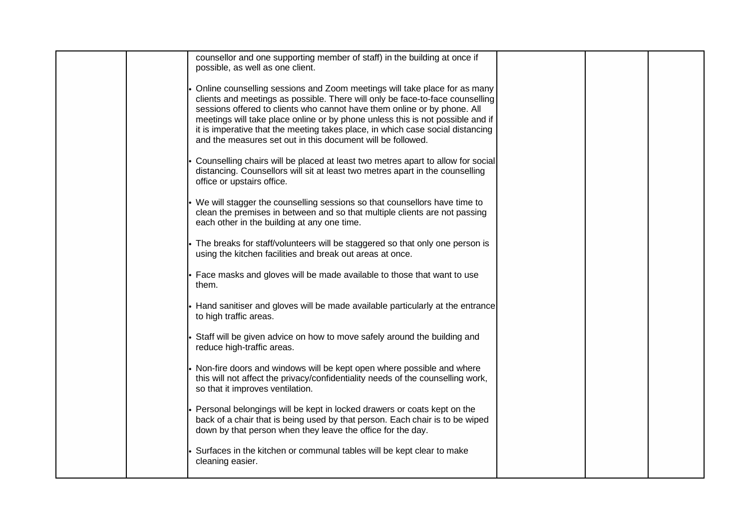| | | | | | |
|---|---|---|---|---|---|
| | | counsellor and one supporting member of staff) in the building at once if possible, as well as one client.<br><br>• Online counselling sessions and Zoom meetings will take place for as many clients and meetings as possible. There will only be face-to-face counselling sessions offered to clients who cannot have them online or by phone. All meetings will take place online or by phone unless this is not possible and if it is imperative that the meeting takes place, in which case social distancing and the measures set out in this document will be followed.<br><br>• Counselling chairs will be placed at least two metres apart to allow for social distancing. Counsellors will sit at least two metres apart in the counselling office or upstairs office.<br><br>• We will stagger the counselling sessions so that counsellors have time to clean the premises in between and so that multiple clients are not passing each other in the building at any one time.<br><br>• The breaks for staff/volunteers will be staggered so that only one person is using the kitchen facilities and break out areas at once.<br><br>• Face masks and gloves will be made available to those that want to use them.<br><br>• Hand sanitiser and gloves will be made available particularly at the entrance to high traffic areas.<br><br>• Staff will be given advice on how to move safely around the building and reduce high-traffic areas.<br><br>• Non-fire doors and windows will be kept open where possible and where this will not affect the privacy/confidentiality needs of the counselling work, so that it improves ventilation.<br><br>• Personal belongings will be kept in locked drawers or coats kept on the back of a chair that is being used by that person. Each chair is to be wiped down by that person when they leave the office for the day.<br><br>• Surfaces in the kitchen or communal tables will be kept clear to make cleaning easier. | | | |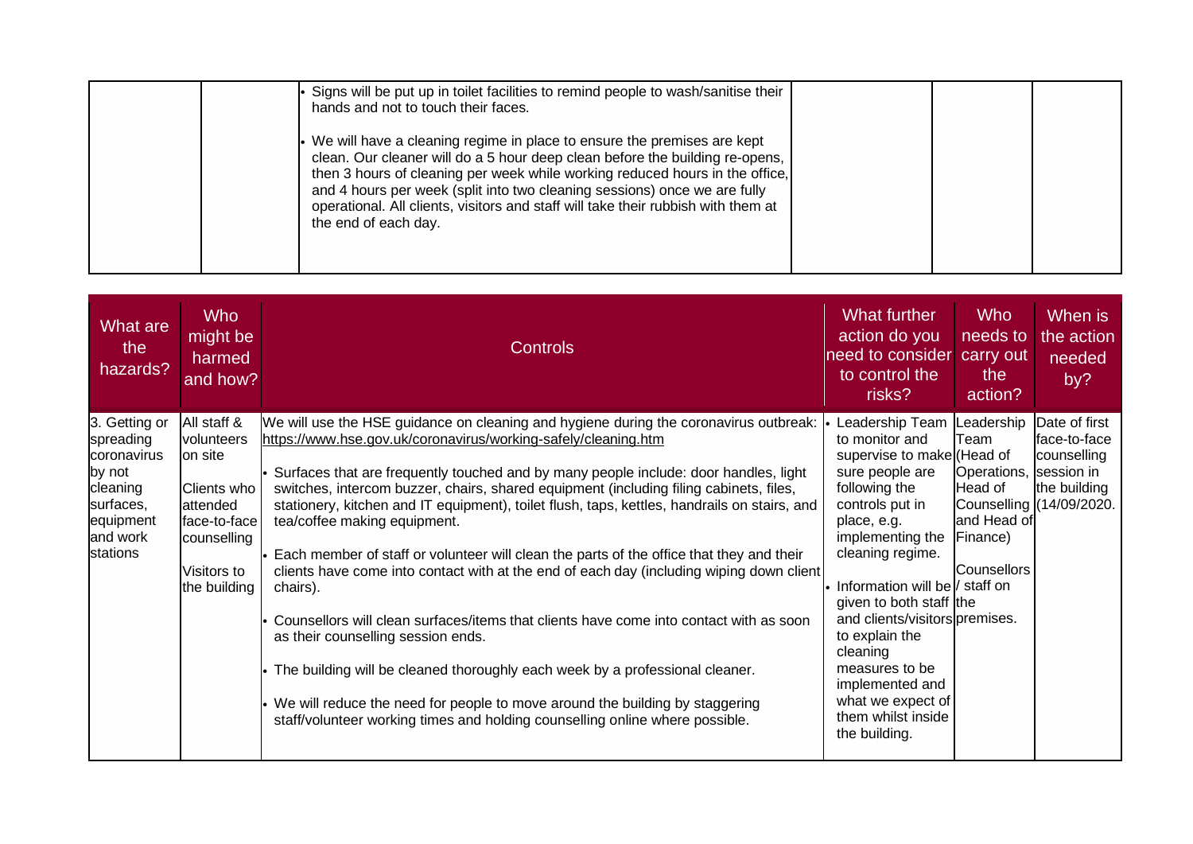| | | | | | |
|---|---|---|---|---|---|
| | | • Signs will be put up in toilet facilities to remind people to wash/sanitise their hands and not to touch their faces.<br><br>• We will have a cleaning regime in place to ensure the premises are kept clean. Our cleaner will do a 5 hour deep clean before the building re-opens, then 3 hours of cleaning per week while working reduced hours in the office, and 4 hours per week (split into two cleaning sessions) once we are fully operational. All clients, visitors and staff will take their rubbish with them at the end of each day. | | | |

| What are the hazards? | Who might be harmed and how? | Controls | What further action do you need to consider to control the risks? | Who needs to carry out the action? | When is the action needed by? |
|---|---|---|---|---|---|
| 3. Getting or spreading coronavirus by not cleaning surfaces, equipment and work stations | All staff & volunteers on site<br><br>Clients who attended face-to-face counselling<br><br>Visitors to the building | We will use the HSE guidance on cleaning and hygiene during the coronavirus outbreak: https://www.hse.gov.uk/coronavirus/working-safely/cleaning.htm<br><br>• Surfaces that are frequently touched and by many people include: door handles, light switches, intercom buzzer, chairs, shared equipment (including filing cabinets, files, stationery, kitchen and IT equipment), toilet flush, taps, kettles, handrails on stairs, and tea/coffee making equipment.<br><br>• Each member of staff or volunteer will clean the parts of the office that they and their clients have come into contact with at the end of each day (including wiping down client chairs).<br><br>• Counsellors will clean surfaces/items that clients have come into contact with as soon as their counselling session ends.<br><br>• The building will be cleaned thoroughly each week by a professional cleaner.<br><br>• We will reduce the need for people to move around the building by staggering staff/volunteer working times and holding counselling online where possible. | • Leadership Team to monitor and supervise to make sure people are following the controls put in place, e.g. implementing the cleaning regime.<br><br>• Information will be given to both staff and clients/visitors to explain the cleaning measures to be implemented and what we expect of them whilst inside the building. | Leadership Team (Head of Operations, Head of Counselling and Head of Finance)<br><br>Counsellors / staff on the premises. | Date of first face-to-face counselling session in the building (14/09/2020. |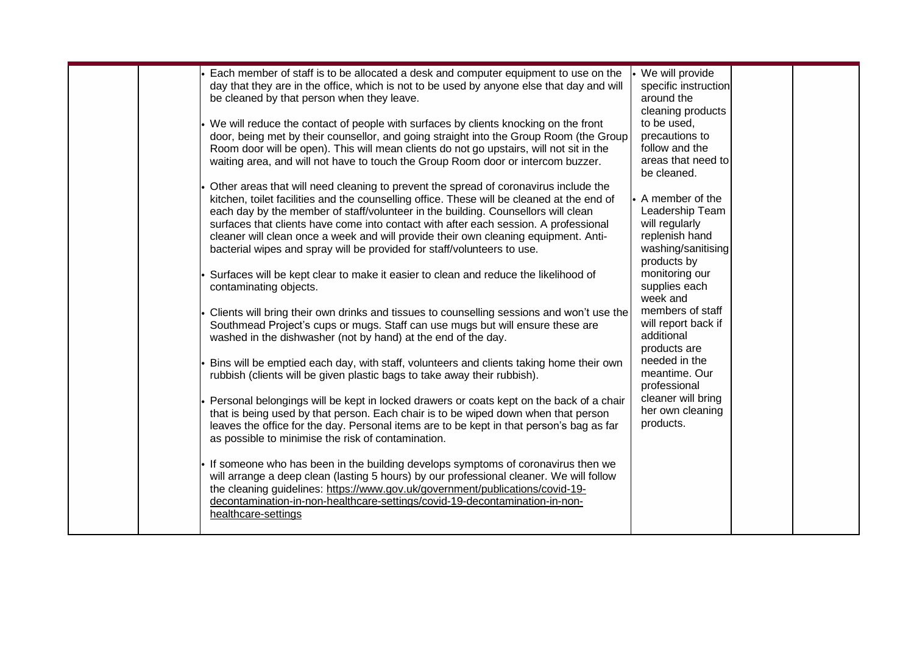| | | | | | |
|---|---|---|---|---|---|
| | | • Each member of staff is to be allocated a desk and computer equipment to use on the day that they are in the office, which is not to be used by anyone else that day and will be cleaned by that person when they leave.<br><br>• We will reduce the contact of people with surfaces by clients knocking on the front door, being met by their counsellor, and going straight into the Group Room (the Group Room door will be open). This will mean clients do not go upstairs, will not sit in the waiting area, and will not have to touch the Group Room door or intercom buzzer.<br><br>• Other areas that will need cleaning to prevent the spread of coronavirus include the kitchen, toilet facilities and the counselling office. These will be cleaned at the end of each day by the member of staff/volunteer in the building. Counsellors will clean surfaces that clients have come into contact with after each session. A professional cleaner will clean once a week and will provide their own cleaning equipment. Anti-bacterial wipes and spray will be provided for staff/volunteers to use.<br><br>• Surfaces will be kept clear to make it easier to clean and reduce the likelihood of contaminating objects.<br><br>• Clients will bring their own drinks and tissues to counselling sessions and won't use the Southmead Project's cups or mugs. Staff can use mugs but will ensure these are washed in the dishwasher (not by hand) at the end of the day.<br><br>• Bins will be emptied each day, with staff, volunteers and clients taking home their own rubbish (clients will be given plastic bags to take away their rubbish).<br><br>• Personal belongings will be kept in locked drawers or coats kept on the back of a chair that is being used by that person. Each chair is to be wiped down when that person leaves the office for the day. Personal items are to be kept in that person's bag as far as possible to minimise the risk of contamination.<br><br>• If someone who has been in the building develops symptoms of coronavirus then we will arrange a deep clean (lasting 5 hours) by our professional cleaner. We will follow the cleaning guidelines: https://www.gov.uk/government/publications/covid-19-decontamination-in-non-healthcare-settings/covid-19-decontamination-in-non-healthcare-settings | • We will provide specific instruction around the cleaning products to be used, precautions to follow and the areas that need to be cleaned.<br><br>• A member of the Leadership Team will regularly replenish hand washing/sanitising products by monitoring our supplies each week and members of staff will report back if additional products are needed in the meantime. Our professional cleaner will bring her own cleaning products. | | |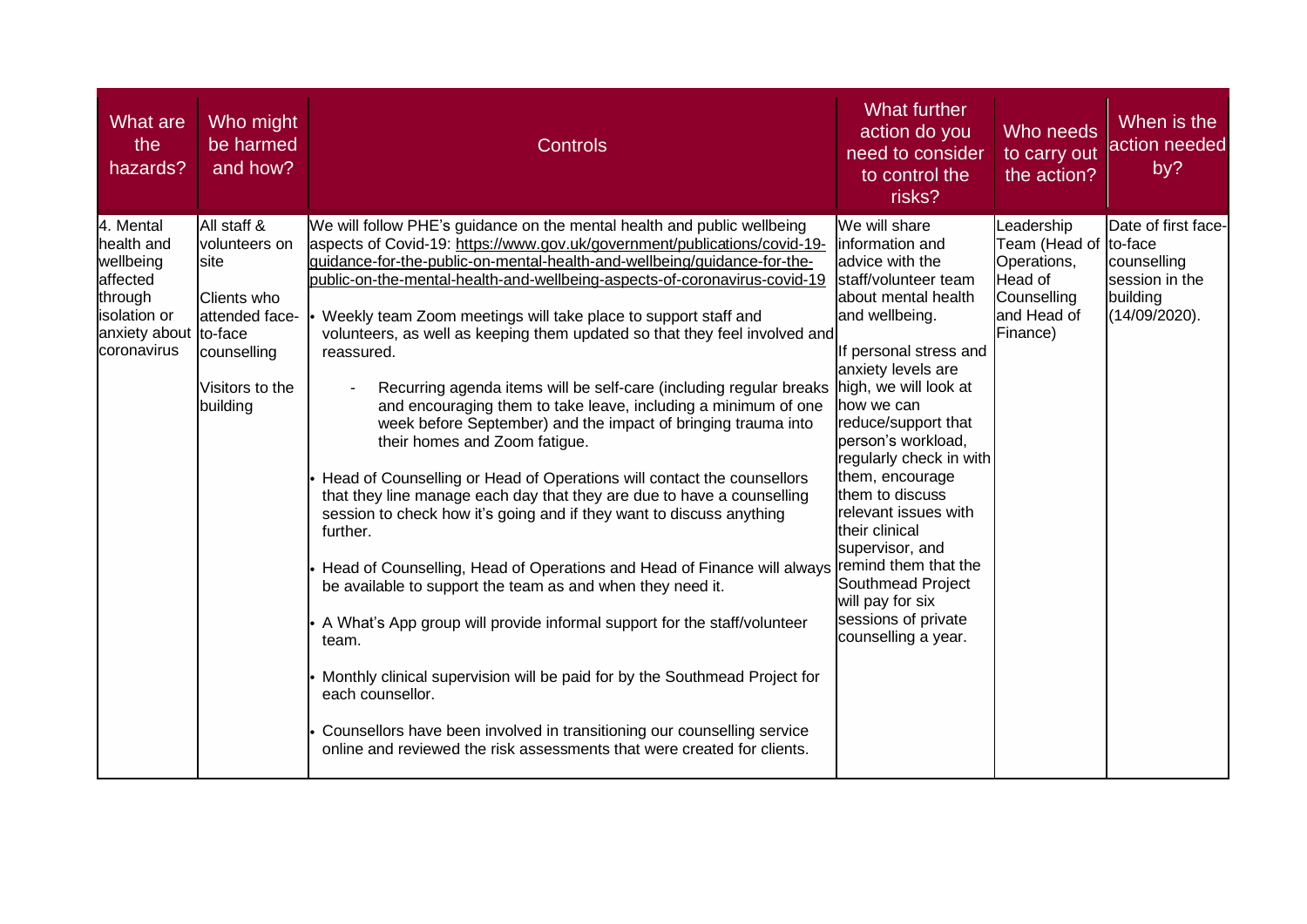| What are the hazards? | Who might be harmed and how? | Controls | What further action do you need to consider to control the risks? | Who needs to carry out the action? | When is the action needed by? |
|---|---|---|---|---|---|
| 4. Mental health and wellbeing affected through isolation or anxiety about coronavirus | All staff & volunteers on site<br><br>Clients who attended face-to-face counselling<br><br>Visitors to the building | We will follow PHE's guidance on the mental health and public wellbeing aspects of Covid-19: [https://www.gov.uk/government/publications/covid-19-guidance-for-the-public-on-mental-health-and-wellbeing/guidance-for-the-public-on-mental-health-and-wellbeing-aspects-of-coronavirus-covid-19](https://www.gov.uk/government/publications/covid-19-guidance-for-the-public-on-mental-health-and-wellbeing/guidance-for-the-public-on-mental-health-and-wellbeing-aspects-of-coronavirus-covid-19)<br><br>• Weekly team Zoom meetings will take place to support staff and volunteers, as well as keeping them updated so that they feel involved and reassured.<br><br>- Recurring agenda items will be self-care (including regular breaks and encouraging them to take leave, including a minimum of one week before September) and the impact of bringing trauma into their homes and Zoom fatigue.<br><br>• Head of Counselling or Head of Operations will contact the counsellors that they line manage each day that they are due to have a counselling session to check how it's going and if they want to discuss anything further.<br><br>• Head of Counselling, Head of Operations and Head of Finance will always be available to support the team as and when they need it.<br><br>• A What's App group will provide informal support for the staff/volunteer team.<br><br>• Monthly clinical supervision will be paid for by the Southmead Project for each counsellor.<br><br>• Counsellors have been involved in transitioning our counselling service online and reviewed the risk assessments that were created for clients. | We will share information and advice with the staff/volunteer team about mental health and wellbeing.<br><br>If personal stress and anxiety levels are high, we will look at how we can reduce/support that person's workload, regularly check in with them, encourage them to discuss relevant issues with their clinical supervisor, and remind them that the Southmead Project will pay for six sessions of private counselling a year. | Leadership Team (Head of Operations, Head of Counselling and Head of Finance) | Date of first face-to-face counselling session in the building (14/09/2020). |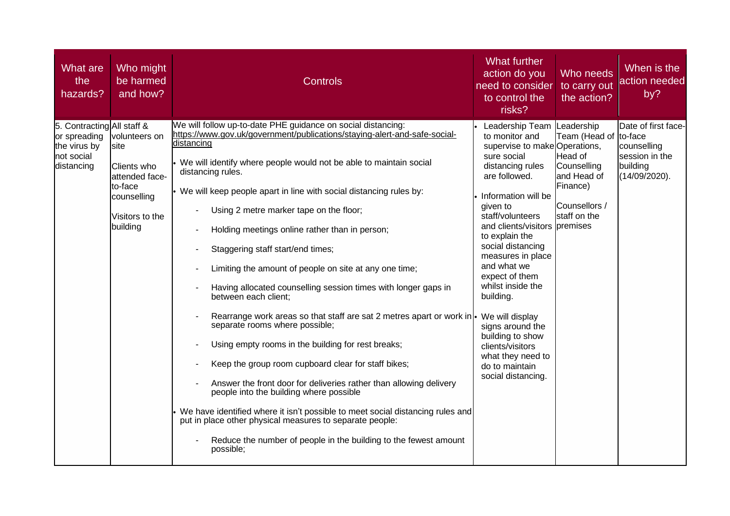| What are the hazards? | Who might be harmed and how? | Controls | What further action do you need to consider to control the risks? | Who needs to carry out the action? | When is the action needed by? |
|---|---|---|---|---|---|
| 5. Contracting or spreading the virus by not social distancing | All staff & volunteers on site<br><br>Clients who attended face-to-face counselling<br><br>Visitors to the building | We will follow up-to-date PHE guidance on social distancing: https://www.gov.uk/government/publications/staying-alert-and-safe-social-distancing<br><br>• We will identify where people would not be able to maintain social distancing rules.<br><br>• We will keep people apart in line with social distancing rules by:<br>- Using 2 metre marker tape on the floor;<br>- Holding meetings online rather than in person;<br>- Staggering staff start/end times;<br>- Limiting the amount of people on site at any one time;<br>- Having allocated counselling session times with longer gaps in between each client;<br>- Rearrange work areas so that staff are sat 2 metres apart or work in separate rooms where possible;<br>- Using empty rooms in the building for rest breaks;<br>- Keep the group room cupboard clear for staff bikes;<br>- Answer the front door for deliveries rather than allowing delivery people into the building where possible<br><br>• We have identified where it isn't possible to meet social distancing rules and put in place other physical measures to separate people:<br>- Reduce the number of people in the building to the fewest amount possible; | • Leadership Team to monitor and supervise to make sure social distancing rules are followed.<br><br>• Information will be given to staff/volunteers and clients/visitors to explain the social distancing measures in place and what we expect of them whilst inside the building.<br><br>• We will display signs around the building to show clients/visitors what they need to do to maintain social distancing. | Leadership Team (Head of Operations, Head of Counselling and Head of Finance)<br><br>Counsellors / staff on the premises | Date of first face-to-face counselling session in the building (14/09/2020). |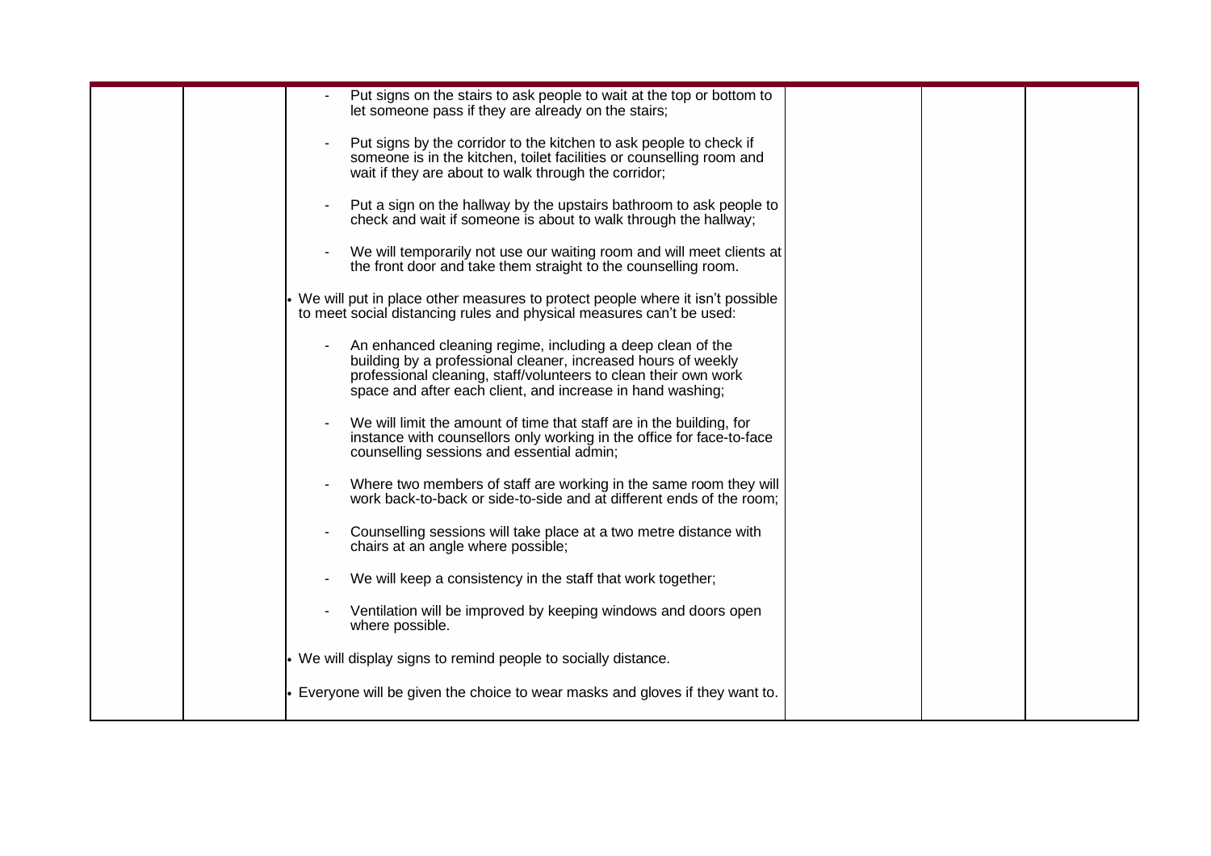| | | | | | |
|---|---|---|---|---|---|
| | | - Put signs on the stairs to ask people to wait at the top or bottom to let someone pass if they are already on the stairs;<br><br>- Put signs by the corridor to the kitchen to ask people to check if someone is in the kitchen, toilet facilities or counselling room and wait if they are about to walk through the corridor;<br><br>- Put a sign on the hallway by the upstairs bathroom to ask people to check and wait if someone is about to walk through the hallway;<br><br>- We will temporarily not use our waiting room and will meet clients at the front door and take them straight to the counselling room.<br><br>• We will put in place other measures to protect people where it isn't possible to meet social distancing rules and physical measures can't be used:<br><br>- An enhanced cleaning regime, including a deep clean of the building by a professional cleaner, increased hours of weekly professional cleaning, staff/volunteers to clean their own work space and after each client, and increase in hand washing;<br><br>- We will limit the amount of time that staff are in the building, for instance with counsellors only working in the office for face-to-face counselling sessions and essential admin;<br><br>- Where two members of staff are working in the same room they will work back-to-back or side-to-side and at different ends of the room;<br><br>- Counselling sessions will take place at a two metre distance with chairs at an angle where possible;<br><br>- We will keep a consistency in the staff that work together;<br><br>- Ventilation will be improved by keeping windows and doors open where possible.<br><br>• We will display signs to remind people to socially distance.<br><br>• Everyone will be given the choice to wear masks and gloves if they want to. | | | |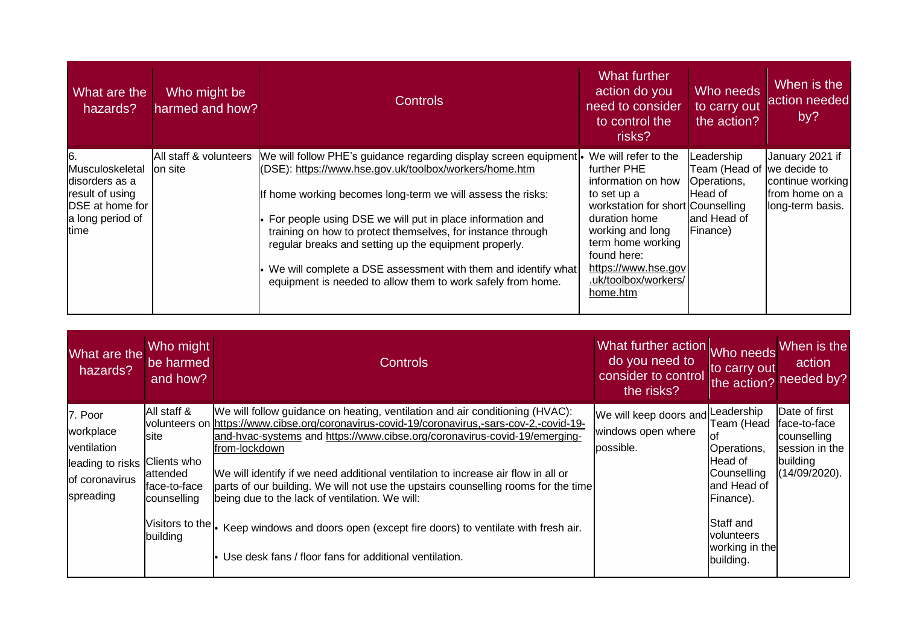| What are the hazards? | Who might be harmed and how? | Controls | What further action do you need to consider to control the risks? | Who needs to carry out the action? | When is the action needed by? |
|---|---|---|---|---|---|
| 6. Musculoskeletal disorders as a result of using DSE at home for a long period of time | All staff & volunteers on site | We will follow PHE's guidance regarding display screen equipment (DSE): https://www.hse.gov.uk/toolbox/workers/home.htm<br><br>If home working becomes long-term we will assess the risks:<br><br>• For people using DSE we will put in place information and training on how to protect themselves, for instance through regular breaks and setting up the equipment properly.<br><br>• We will complete a DSE assessment with them and identify what equipment is needed to allow them to work safely from home. | • We will refer to the further PHE information on how to set up a workstation for short duration home working and long term home working found here: https://www.hse.gov.uk/toolbox/workers/home.htm | Leadership Team (Head of Operations, Head of Counselling and Head of Finance) | January 2021 if we decide to continue working from home on a long-term basis. |

| What are the hazards? | Who might be harmed and how? | Controls | What further action do you need to consider to control the risks? | Who needs to carry out the action? | When is the action needed by? |
|---|---|---|---|---|---|
| 7. Poor workplace ventilation leading to risks of coronavirus spreading | All staff & volunteers on site<br><br>Clients who attended face-to-face counselling<br><br>Visitors to the building | We will follow guidance on heating, ventilation and air conditioning (HVAC): https://www.cibse.org/coronavirus-covid-19/coronavirus,-sars-cov-2,-covid-19-and-hvac-systems and https://www.cibse.org/coronavirus-covid-19/emerging-from-lockdown<br><br>We will identify if we need additional ventilation to increase air flow in all or parts of our building. We will not use the upstairs counselling rooms for the time being due to the lack of ventilation. We will:<br><br>• Keep windows and doors open (except fire doors) to ventilate with fresh air.<br><br>• Use desk fans / floor fans for additional ventilation. | We will keep doors and windows open where possible. | Leadership Team (Head of Operations, Head of Counselling and Head of Finance).<br><br>Staff and volunteers working in the building. | Date of first face-to-face counselling session in the building (14/09/2020). |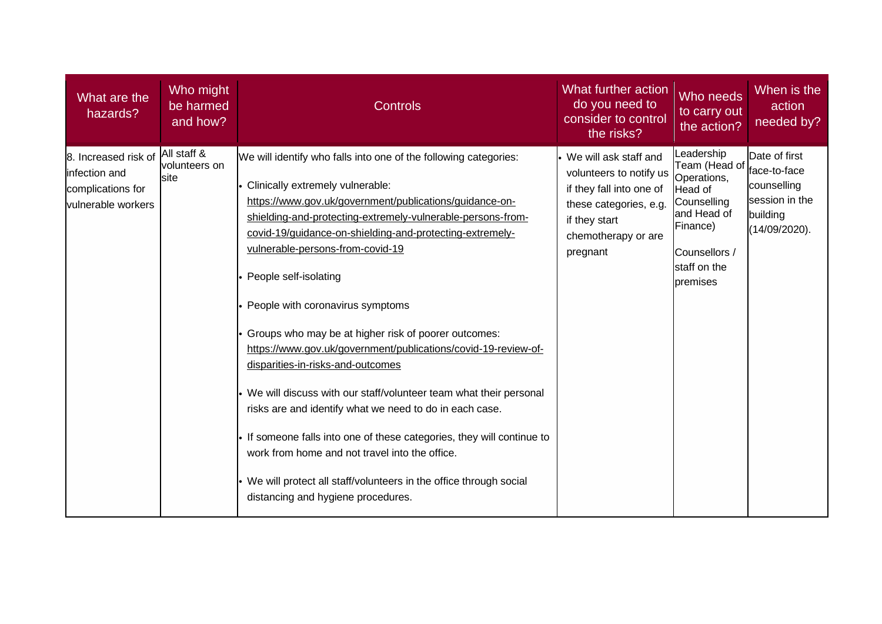| What are the hazards? | Who might be harmed and how? | Controls | What further action do you need to consider to control the risks? | Who needs to carry out the action? | When is the action needed by? |
| --- | --- | --- | --- | --- | --- |
| 8. Increased risk of infection and complications for vulnerable workers | All staff & volunteers on site | We will identify who falls into one of the following categories:<br><br>• Clinically extremely vulnerable: https://www.gov.uk/government/publications/guidance-on-shielding-and-protecting-extremely-vulnerable-persons-from-covid-19/guidance-on-shielding-and-protecting-extremely-vulnerable-persons-from-covid-19<br><br>• People self-isolating<br><br>• People with coronavirus symptoms<br><br>• Groups who may be at higher risk of poorer outcomes: https://www.gov.uk/government/publications/covid-19-review-of-disparities-in-risks-and-outcomes<br><br>• We will discuss with our staff/volunteer team what their personal risks are and identify what we need to do in each case.<br><br>• If someone falls into one of these categories, they will continue to work from home and not travel into the office.<br><br>• We will protect all staff/volunteers in the office through social distancing and hygiene procedures. | • We will ask staff and volunteers to notify us if they fall into one of these categories, e.g. if they start chemotherapy or are pregnant | Leadership Team (Head of Operations, Head of Counselling and Head of Finance)<br><br>Counsellors / staff on the premises | Date of first face-to-face counselling session in the building (14/09/2020). |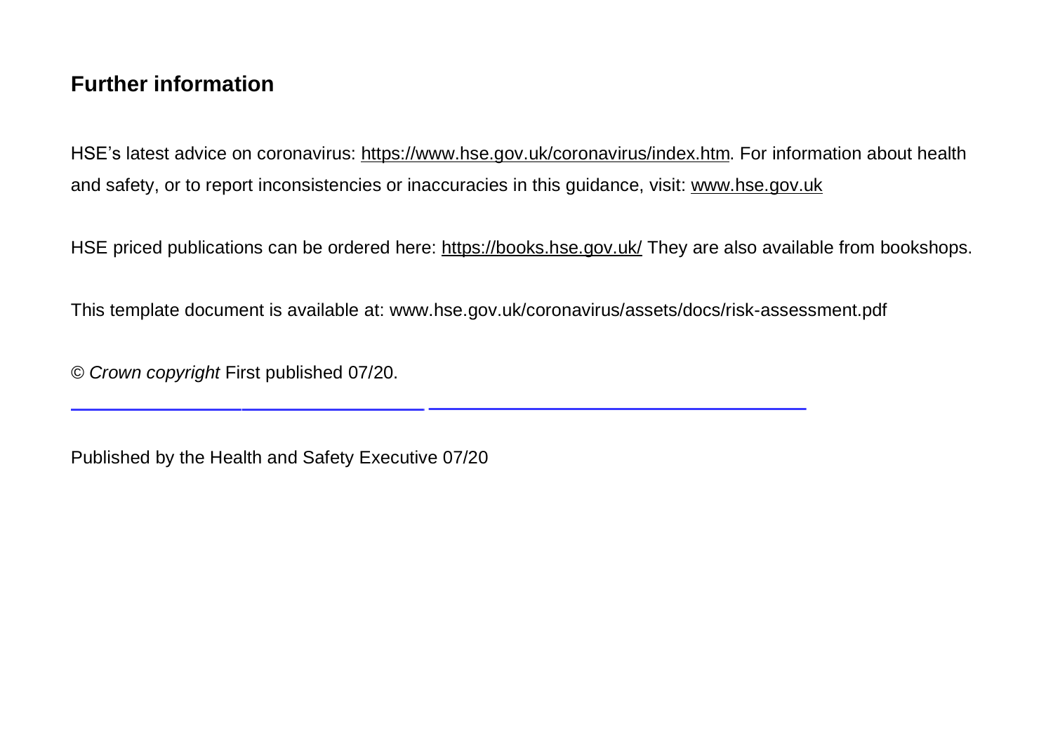## Further information

HSE's latest advice on coronavirus: https://www.hse.gov.uk/coronavirus/index.htm. For information about health and safety, or to report inconsistencies or inaccuracies in this guidance, visit: www.hse.gov.uk

HSE priced publications can be ordered here: https://books.hse.gov.uk/ They are also available from bookshops.

This template document is available at: www.hse.gov.uk/coronavirus/assets/docs/risk-assessment.pdf

© *Crown copyright* First published 07/20.

Published by the Health and Safety Executive 07/20